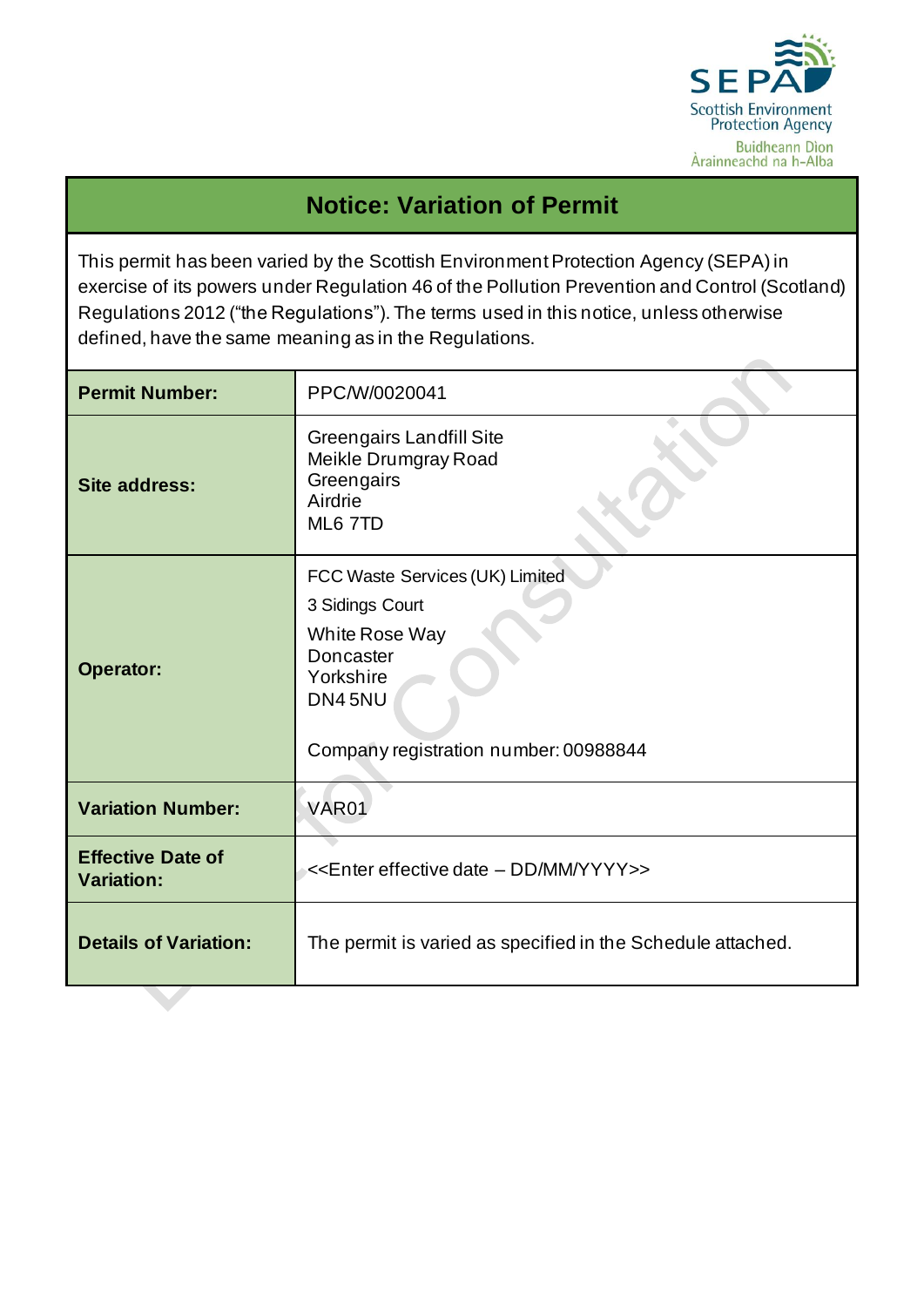SEPA
Scottish Environment Protection Agency
Buidheann Dìon Àrainneachd na h-Alba

# Notice: Variation of Permit

This permit has been varied by the Scottish Environment Protection Agency (SEPA) in exercise of its powers under Regulation 46 of the Pollution Prevention and Control (Scotland) Regulations 2012 ("the Regulations"). The terms used in this notice, unless otherwise defined, have the same meaning as in the Regulations.

| | |
|---|---|
| **Permit Number:** | PPC/W/0020041 |
| **Site address:** | Greengairs Landfill Site<br>Meikle Drumgray Road<br>Greengairs<br>Airdrie<br>ML6 7TD |
| **Operator:** | FCC Waste Services (UK) Limited<br>3 Sidings Court<br>White Rose Way<br>Doncaster<br>Yorkshire<br>DN4 5NU<br><br>Company registration number: 00988844 |
| **Variation Number:** | VAR01 |
| **Effective Date of Variation:** | <<Enter effective date – DD/MM/YYYY>> |
| **Details of Variation:** | The permit is varied as specified in the Schedule attached. |

Draft for Consultation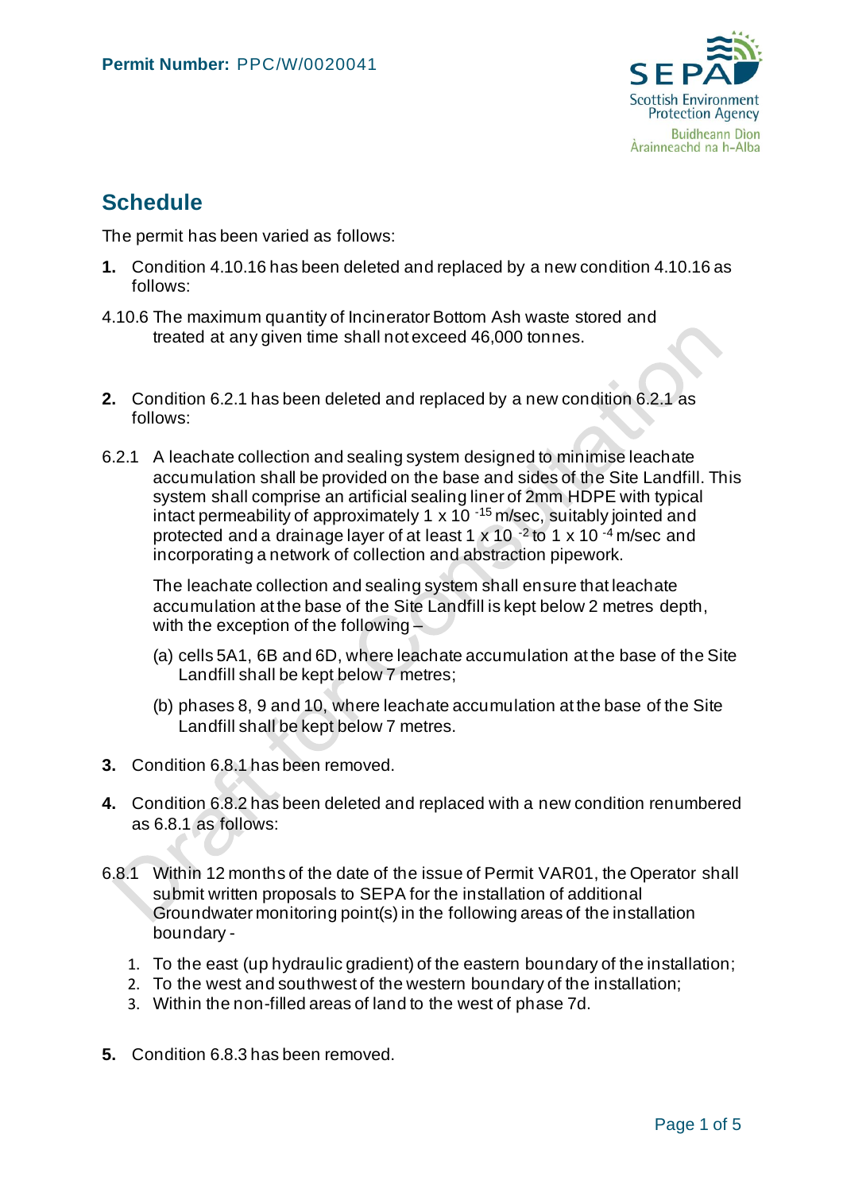Permit Number: PPC/W/0020041

## Schedule

The permit has been varied as follows:

1. Condition 4.10.16 has been deleted and replaced by a new condition 4.10.16 as follows:

4.10.6 The maximum quantity of Incinerator Bottom Ash waste stored and treated at any given time shall not exceed 46,000 tonnes.

2. Condition 6.2.1 has been deleted and replaced by a new condition 6.2.1 as follows:

6.2.1 A leachate collection and sealing system designed to minimise leachate accumulation shall be provided on the base and sides of the Site Landfill. This system shall comprise an artificial sealing liner of 2mm HDPE with typical intact permeability of approximately $1 \times 10^{-15}$ m/sec, suitably jointed and protected and a drainage layer of at least $1 \times 10^{-2}$ to $1 \times 10^{-4}$ m/sec and incorporating a network of collection and abstraction pipework.

The leachate collection and sealing system shall ensure that leachate accumulation at the base of the Site Landfill is kept below 2 metres depth, with the exception of the following –

(a) cells 5A1, 6B and 6D, where leachate accumulation at the base of the Site Landfill shall be kept below 7 metres;

(b) phases 8, 9 and 10, where leachate accumulation at the base of the Site Landfill shall be kept below 7 metres.

3. Condition 6.8.1 has been removed.

4. Condition 6.8.2 has been deleted and replaced with a new condition renumbered as 6.8.1 as follows:

6.8.1 Within 12 months of the date of the issue of Permit VAR01, the Operator shall submit written proposals to SEPA for the installation of additional Groundwater monitoring point(s) in the following areas of the installation boundary -

1. To the east (up hydraulic gradient) of the eastern boundary of the installation;
2. To the west and southwest of the western boundary of the installation;
3. Within the non-filled areas of land to the west of phase 7d.

5. Condition 6.8.3 has been removed.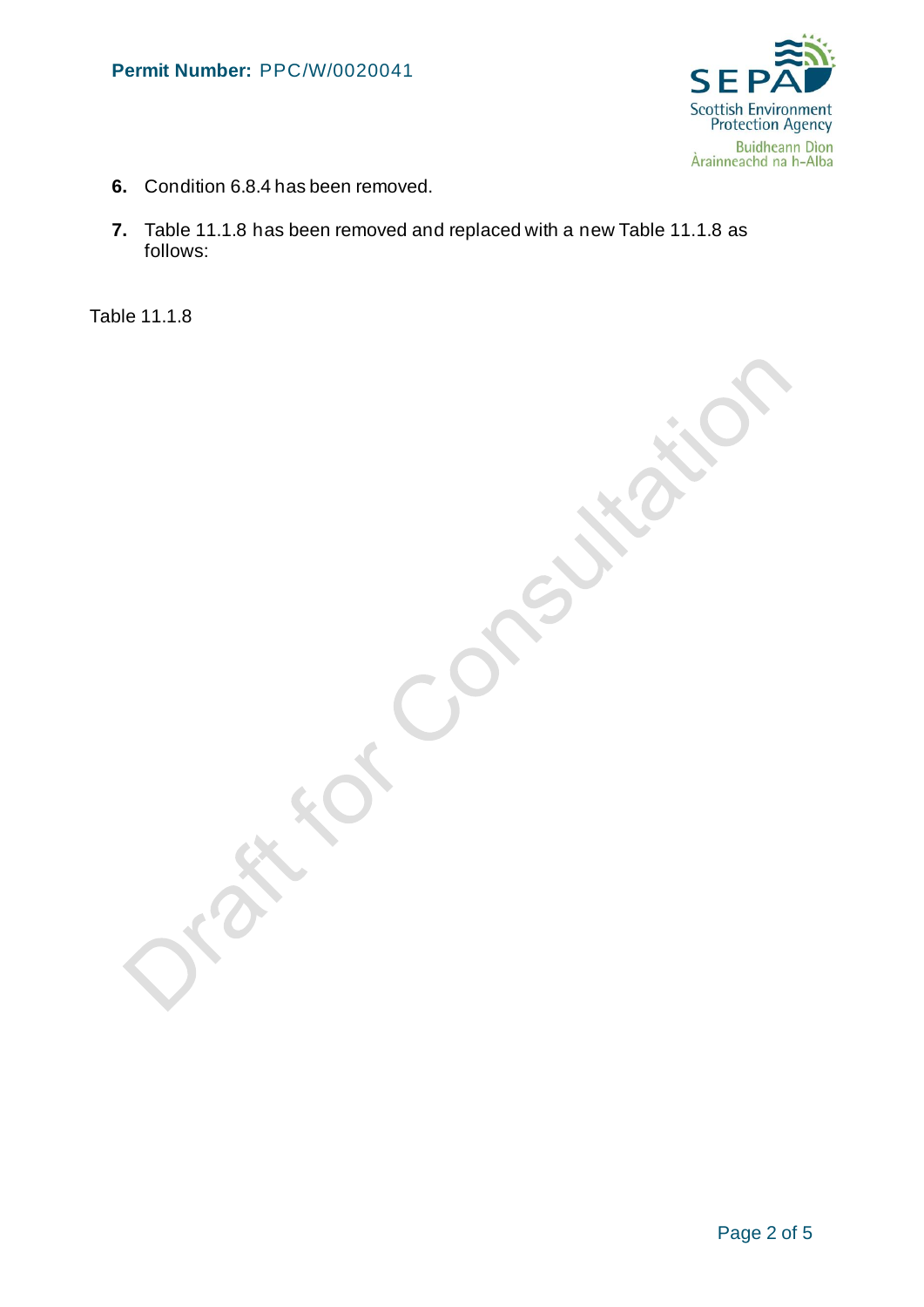6. Condition 6.8.4 has been removed.

7. Table 11.1.8 has been removed and replaced with a new Table 11.1.8 as follows:

Table 11.1.8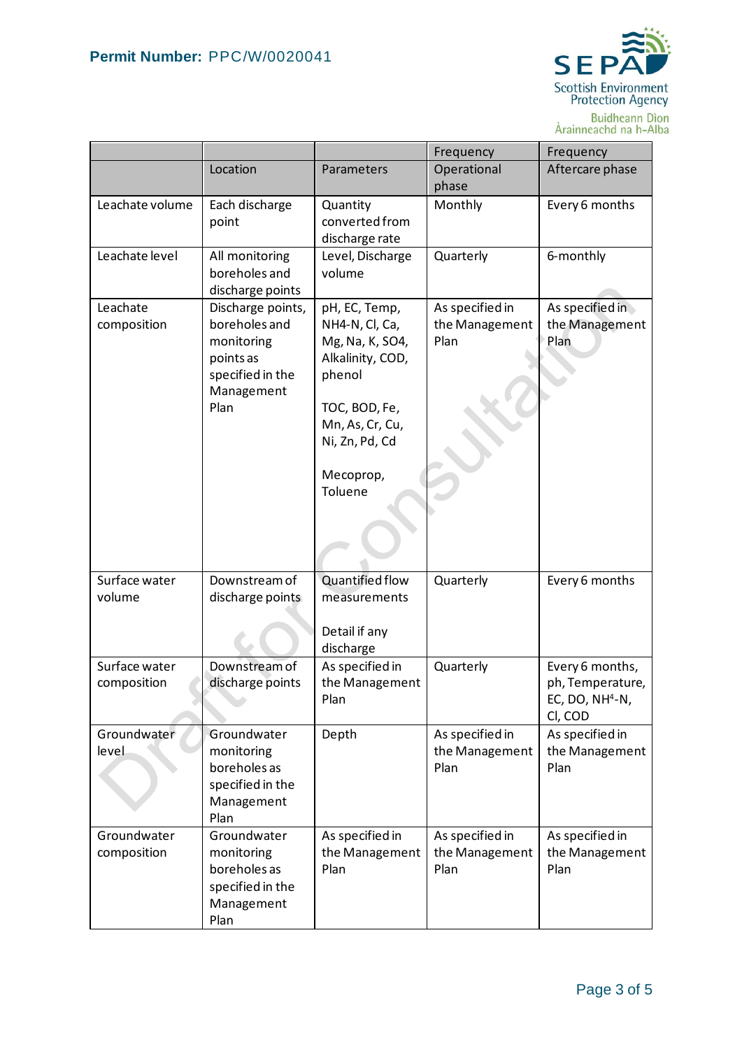| | | | Frequency | Frequency |
|---|---|---|---|---|
| | Location | Parameters | Operational phase | Aftercare phase |
| Leachate volume | Each discharge point | Quantity converted from discharge rate | Monthly | Every 6 months |
| Leachate level | All monitoring boreholes and discharge points | Level, Discharge volume | Quarterly | 6-monthly |
| Leachate composition | Discharge points, boreholes and monitoring points as specified in the Management Plan | pH, EC, Temp, $NH_4$-N, Cl, Ca, Mg, Na, K, $SO_4$, Alkalinity, COD, phenol<br><br>TOC, BOD, Fe, Mn, As, Cr, Cu, Ni, Zn, Pd, Cd<br><br>Mecoprop, Toluene | As specified in the Management Plan | As specified in the Management Plan |
| Surface water volume | Downstream of discharge points | Quantified flow measurements<br><br>Detail if any discharge | Quarterly | Every 6 months |
| Surface water composition | Downstream of discharge points | As specified in the Management Plan | Quarterly | Every 6 months, ph, Temperature, EC, DO, $NH^4$-N, Cl, COD |
| Groundwater level | Groundwater monitoring boreholes as specified in the Management Plan | Depth | As specified in the Management Plan | As specified in the Management Plan |
| Groundwater composition | Groundwater monitoring boreholes as specified in the Management Plan | As specified in the Management Plan | As specified in the Management Plan | As specified in the Management Plan |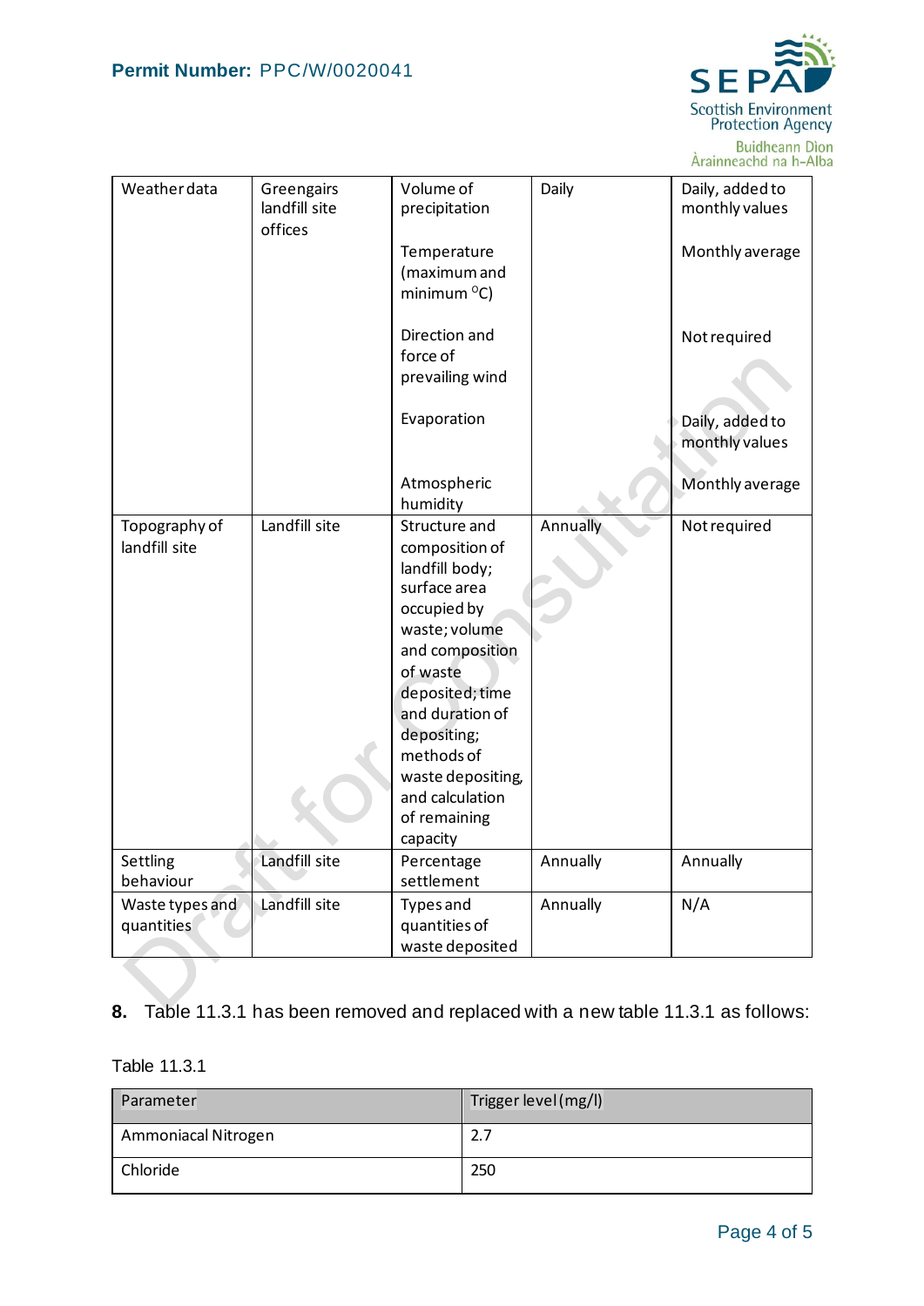| Weather data | Greengairs landfill site offices | Volume of precipitation | Daily | Daily, added to monthly values |
|---|---|---|---|---|
| | | Temperature (maximum and minimum °C) | | Monthly average |
| | | Direction and force of prevailing wind | | Not required |
| | | Evaporation | | Daily, added to monthly values |
| | | Atmospheric humidity | | Monthly average |
| Topography of landfill site | Landfill site | Structure and composition of landfill body; surface area occupied by waste; volume and composition of waste deposited; time and duration of depositing; methods of waste depositing, and calculation of remaining capacity | Annually | Not required |
| Settling behaviour | Landfill site | Percentage settlement | Annually | Annually |
| Waste types and quantities | Landfill site | Types and quantities of waste deposited | Annually | N/A |

**8.** Table 11.3.1 has been removed and replaced with a new table 11.3.1 as follows:

Table 11.3.1

| Parameter | Trigger level (mg/l) |
|---|---|
| Ammoniacal Nitrogen | 2.7 |
| Chloride | 250 |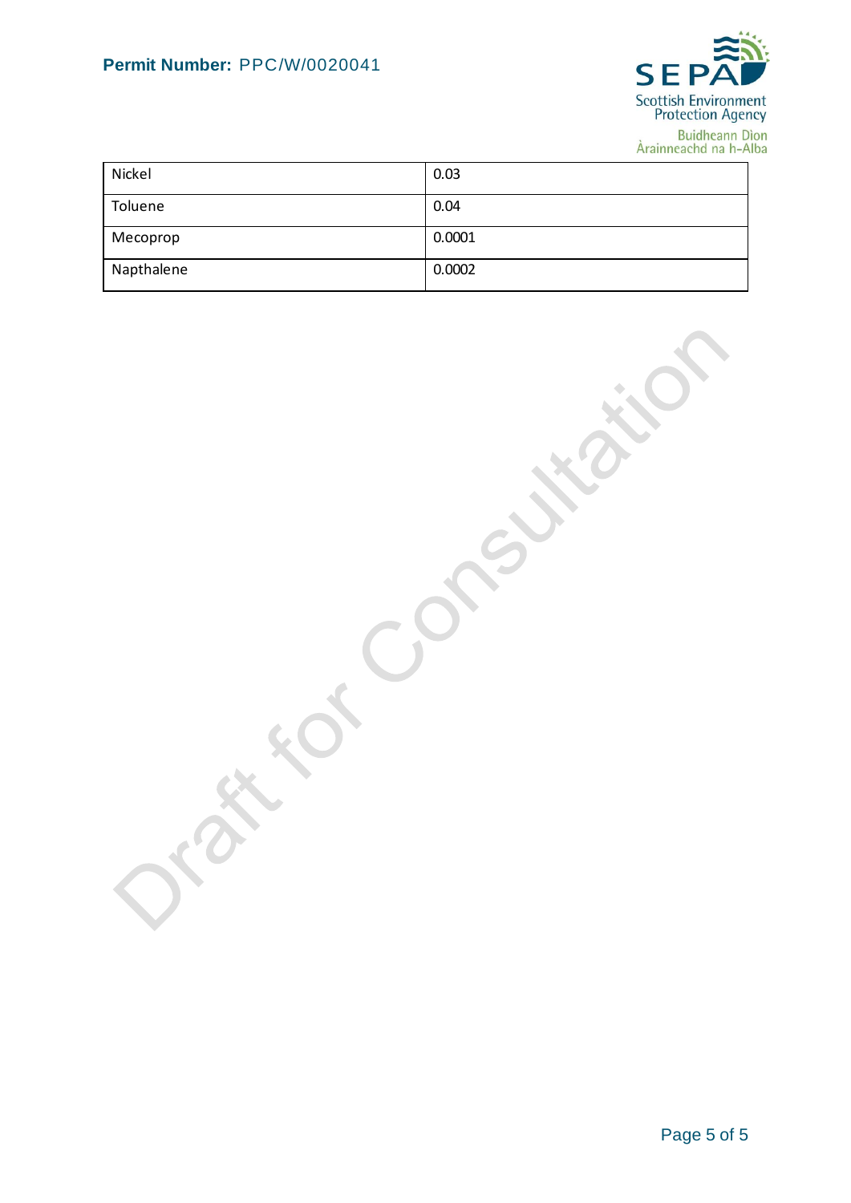| | |
|---|---|
| Nickel | 0.03 |
| Toluene | 0.04 |
| Mecoprop | 0.0001 |
| Napthalene | 0.0002 |